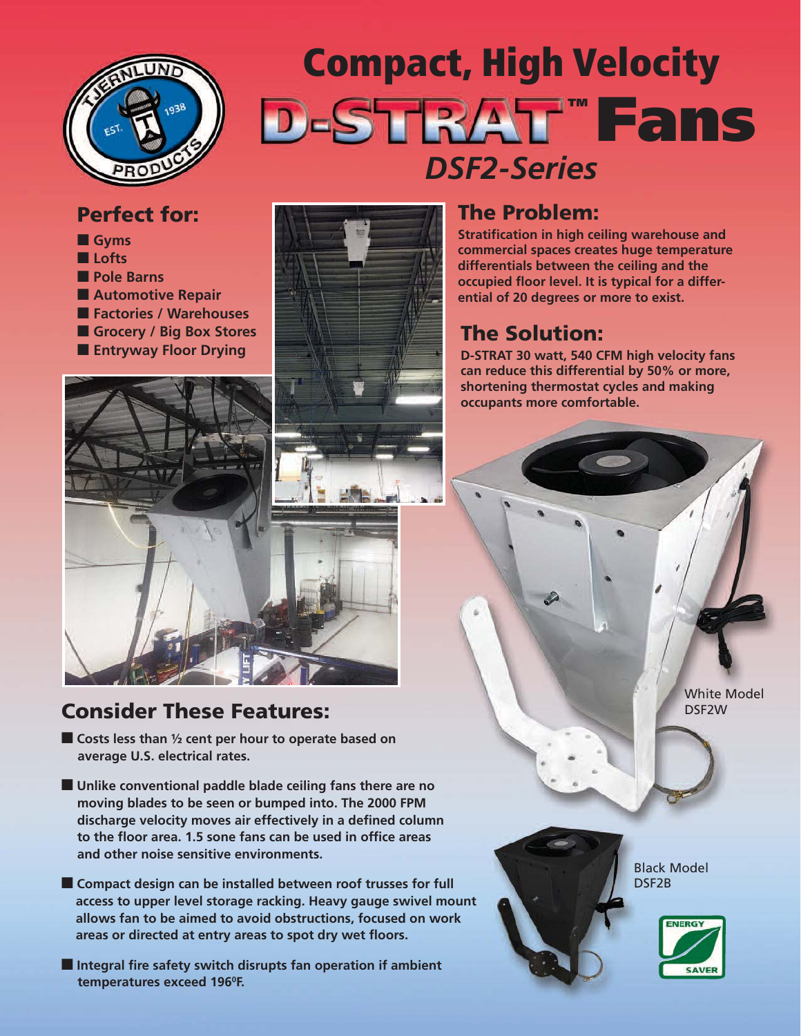# Compact, High Velocity D-STRAT™ Fans

## *DSF2-Series*

## Perfect for:

- Gyms
- Lofts
- Pole Barns
- Automotive Repair
- Factories / Warehouses
- Grocery / Big Box Stores
- Entryway Floor Drying

## The Problem:

**Stratification in high ceiling warehouse and commercial spaces creates huge temperature differentials between the ceiling and the occupied floor level. It is typical for a differential of 20 degrees or more to exist.**

## The Solution:

**D-STRAT 30 watt, 540 CFM high velocity fans can reduce this differential by 50% or more, shortening thermostat cycles and making occupants more comfortable.**

White Model DSF2W

Black Model DSF2B

## Consider These Features:

- **Costs less than ½ cent per hour to operate based on average U.S. electrical rates.**
- **Unlike conventional paddle blade ceiling fans there are no moving blades to be seen or bumped into. The 2000 FPM discharge velocity moves air effectively in a defined column to the floor area. 1.5 sone fans can be used in office areas and other noise sensitive environments.**
- **Compact design can be installed between roof trusses for full access to upper level storage racking. Heavy gauge swivel mount allows fan to be aimed to avoid obstructions, focused on work areas or directed at entry areas to spot dry wet floors.**
- **Integral fire safety switch disrupts fan operation if ambient temperatures exceed 196°F.**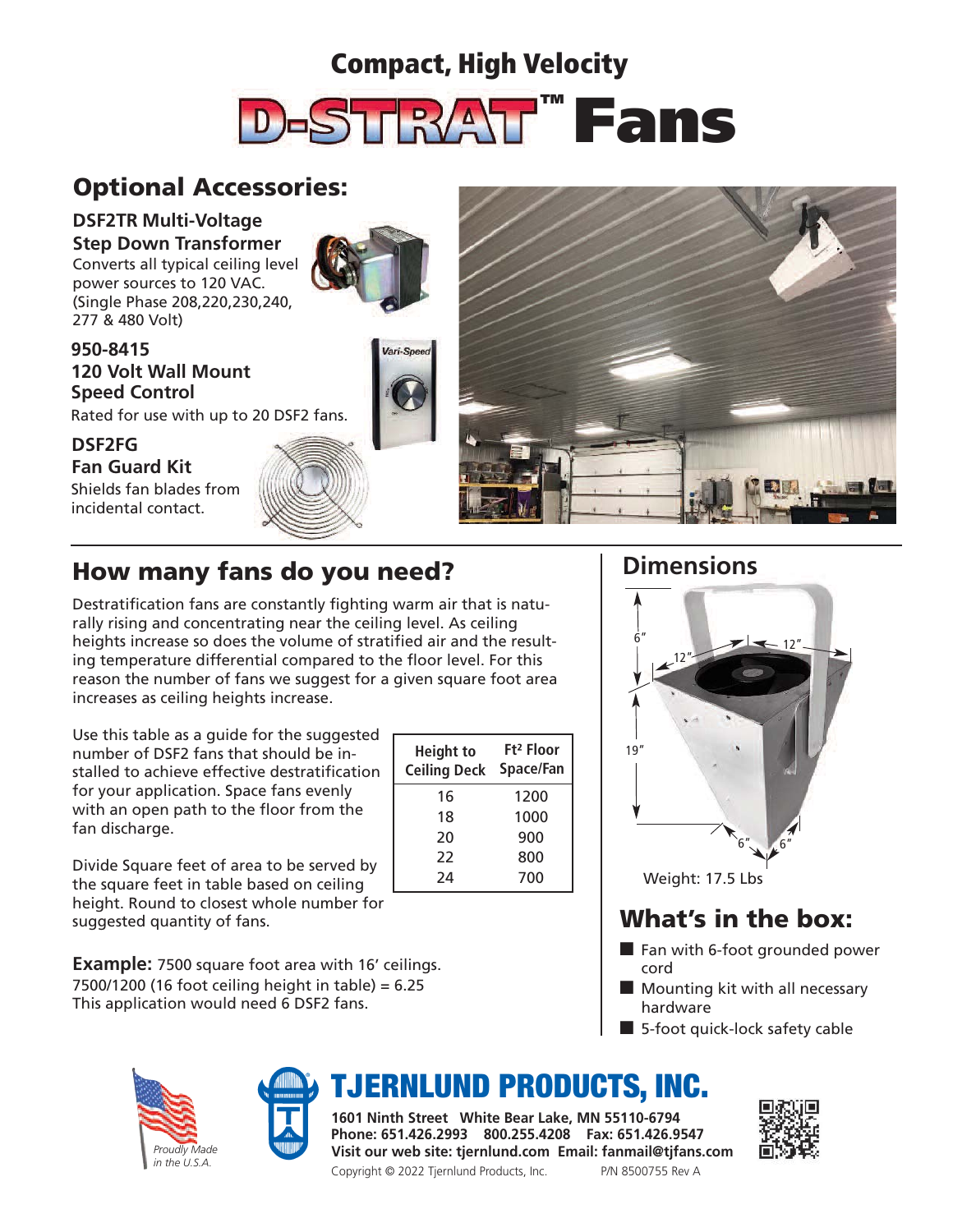# Compact, High Velocity D-STRAT™ Fans

## Optional Accessories:

**DSF2TR Multi-Voltage Step Down Transformer**
Converts all typical ceiling level power sources to 120 VAC. (Single Phase 208,220,230,240, 277 & 480 Volt)

**950-8415**
**120 Volt Wall Mount Speed Control**
Rated for use with up to 20 DSF2 fans.

**DSF2FG**
**Fan Guard Kit**
Shields fan blades from incidental contact.

## How many fans do you need?

Destratification fans are constantly fighting warm air that is naturally rising and concentrating near the ceiling level. As ceiling heights increase so does the volume of stratified air and the resulting temperature differential compared to the floor level. For this reason the number of fans we suggest for a given square foot area increases as ceiling heights increase.

Use this table as a guide for the suggested number of DSF2 fans that should be installed to achieve effective destratification for your application. Space fans evenly with an open path to the floor from the fan discharge.

| Height to Ceiling Deck | Ft² Floor Space/Fan |
|---|---|
| 16 | 1200 |
| 18 | 1000 |
| 20 | 900 |
| 22 | 800 |
| 24 | 700 |

Divide Square feet of area to be served by the square feet in table based on ceiling height. Round to closest whole number for suggested quantity of fans.

**Example:** 7500 square foot area with 16' ceilings.
7500/1200 (16 foot ceiling height in table) = 6.25
This application would need 6 DSF2 fans.

## Dimensions

6″
12″
12″
19″
6″
6″

Weight: 17.5 Lbs

## What's in the box:

- Fan with 6-foot grounded power cord
- Mounting kit with all necessary hardware
- 5-foot quick-lock safety cable

*Proudly Made in the U.S.A.*

**TJERNLUND PRODUCTS, INC.**
**1601 Ninth Street White Bear Lake, MN 55110-6794**
**Phone: 651.426.2993 800.255.4208 Fax: 651.426.9547**
**Visit our web site: tjernlund.com Email: fanmail@tjfans.com**
Copyright © 2022 Tjernlund Products, Inc. P/N 8500755 Rev A